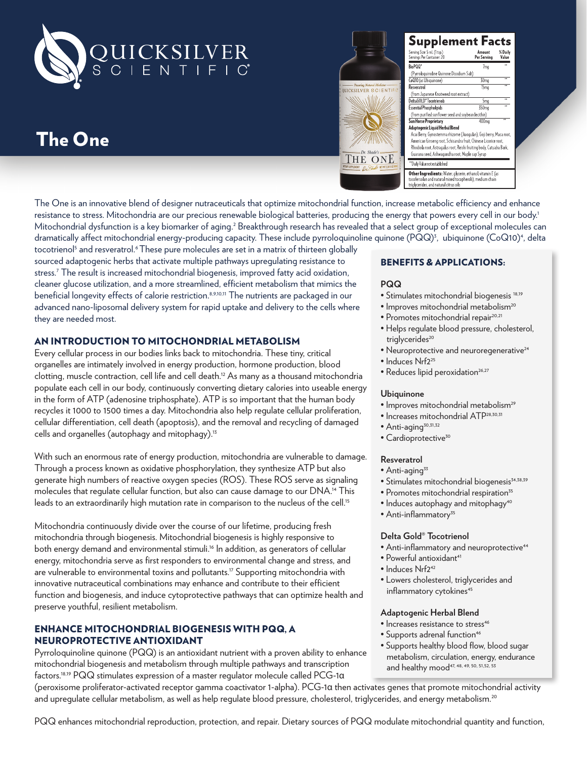# QUICKSILVER SCIENTIFIC

# The One

## Supplement Facts

Serving Size: 5 mL (1 tsp.)
Servings Per Container: 20

| | Amount Per Serving | % Daily Value |
|---|---|---|
| BioPQQ® (Pyrroloquinoline Quinone Disodium Salt) | 7mg | ** |
| CoQ10 (as Ubiquinone) | 30mg | ** |
| Resveratrol (from Japanese Knotweed root extract) | 15mg | ** |
| DeltaGOLD® Tocotrienols | 5mg | ** |
| Essential Phospholipids (from purified sunflower seed and soybean lecithin) | 350mg | ** |
| Sun Horse Proprietary Adaptogenic Liquid Herbal Blend | 400mg | ** |

Acai Berry, Gynostemma rhizome (Jiaogulan), Goji berry, Maca root, American Ginseng root, Schisandra fruit, Chinese Licorice root, Rhodiola root, Astragalus root, Reishi fruiting body, Catuaba Bark, Guarana seed, Ashwagandha root, Maple sap Syrup

**Daily Value not established

**Other Ingredients:** Water, glycerin, ethanol, vitamin E (as tocofersolan and natural mixed tocopherols), medium chain triglycerides, and natural citrus oils

The One is an innovative blend of designer nutraceuticals that optimize mitochondrial function, increase metabolic efficiency and enhance resistance to stress. Mitochondria are our precious renewable biological batteries, producing the energy that powers every cell in our body.[1] Mitochondrial dysfunction is a key biomarker of aging.[2] Breakthrough research has revealed that a select group of exceptional molecules can dramatically affect mitochondrial energy-producing capacity. These include pyrroloquinoline quinone (PQQ)[3], ubiquinone (CoQ10)[4], delta tocotrienol[5] and resveratrol.[6] These pure molecules are set in a matrix of thirteen globally sourced adaptogenic herbs that activate multiple pathways upregulating resistance to stress.[7] The result is increased mitochondrial biogenesis, improved fatty acid oxidation, cleaner glucose utilization, and a more streamlined, efficient metabolism that mimics the beneficial longevity effects of calorie restriction.[8,9,10,11] The nutrients are packaged in our advanced nano-liposomal delivery system for rapid uptake and delivery to the cells where they are needed most.

## AN INTRODUCTION TO MITOCHONDRIAL METABOLISM

Every cellular process in our bodies links back to mitochondria. These tiny, critical organelles are intimately involved in energy production, hormone production, blood clotting, muscle contraction, cell life and cell death.[12] As many as a thousand mitochondria populate each cell in our body, continuously converting dietary calories into useable energy in the form of ATP (adenosine triphosphate). ATP is so important that the human body recycles it 1000 to 1500 times a day. Mitochondria also help regulate cellular proliferation, cellular differentiation, cell death (apoptosis), and the removal and recycling of damaged cells and organelles (autophagy and mitophagy).[13]

With such an enormous rate of energy production, mitochondria are vulnerable to damage. Through a process known as oxidative phosphorylation, they synthesize ATP but also generate high numbers of reactive oxygen species (ROS). These ROS serve as signaling molecules that regulate cellular function, but also can cause damage to our DNA.[14] This leads to an extraordinarily high mutation rate in comparison to the nucleus of the cell.[15]

Mitochondria continuously divide over the course of our lifetime, producing fresh mitochondria through biogenesis. Mitochondrial biogenesis is highly responsive to both energy demand and environmental stimuli.[16] In addition, as generators of cellular energy, mitochondria serve as first responders to environmental change and stress, and are vulnerable to environmental toxins and pollutants.[17] Supporting mitochondria with innovative nutraceutical combinations may enhance and contribute to their efficient function and biogenesis, and induce cytoprotective pathways that can optimize health and preserve youthful, resilient metabolism.

## ENHANCE MITOCHONDRIAL BIOGENESIS WITH PQQ, A NEUROPROTECTIVE ANTIOXIDANT

Pyrroloquinoline quinone (PQQ) is an antioxidant nutrient with a proven ability to enhance mitochondrial biogenesis and metabolism through multiple pathways and transcription factors.[18,19] PQQ stimulates expression of a master regulator molecule called PCG-1α (peroxisome proliferator-activated receptor gamma coactivator 1-alpha). PCG-1α then activates genes that promote mitochondrial activity and upregulate cellular metabolism, as well as help regulate blood pressure, cholesterol, triglycerides, and energy metabolism.[20]

PQQ enhances mitochondrial reproduction, protection, and repair. Dietary sources of PQQ modulate mitochondrial quantity and function,

## BENEFITS & APPLICATIONS:

### PQQ

- Stimulates mitochondrial biogenesis [18,19]
- Improves mitochondrial metabolism[20]
- Promotes mitochondrial repair[20,21]
- Helps regulate blood pressure, cholesterol, triglycerides[20]
- Neuroprotective and neuroregenerative[24]
- Induces Nrf2[25]
- Reduces lipid peroxidation[26,27]

### Ubiquinone

- Improves mitochondrial metabolism[29]
- Increases mitochondrial ATP[28,30,31]
- Anti-aging[30,31,32]
- Cardioprotective[30]

### Resveratrol

- Anti-aging[33]
- Stimulates mitochondrial biogenesis[34,38,39]
- Promotes mitochondrial respiration[35]
- Induces autophagy and mitophagy[40]
- Anti-inflammatory[35]

### Delta Gold® Tocotrienol

- Anti-inflammatory and neuroprotective[44]
- Powerful antioxidant[41]
- Induces Nrf2[42]
- Lowers cholesterol, triglycerides and inflammatory cytokines[45]

### Adaptogenic Herbal Blend

- Increases resistance to stress[46]
- Supports adrenal function[46]
- Supports healthy blood flow, blood sugar metabolism, circulation, energy, endurance and healthy mood[47, 48, 49, 50, 51,52, 53]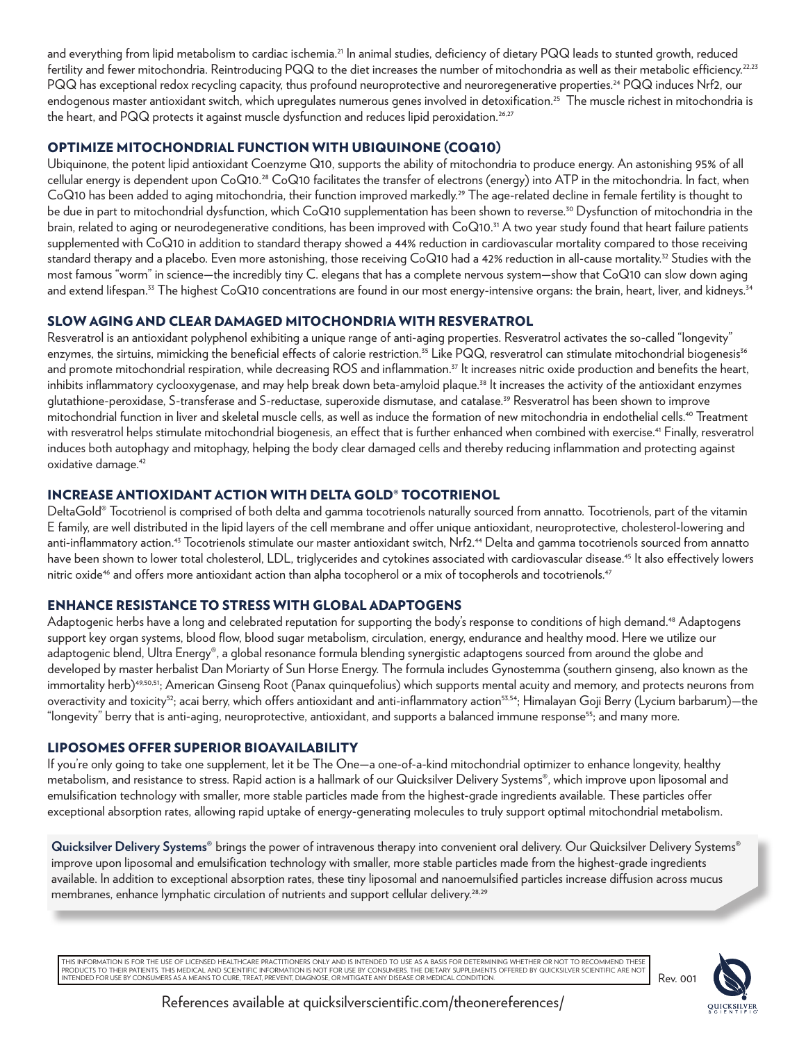and everything from lipid metabolism to cardiac ischemia.[21] In animal studies, deficiency of dietary PQQ leads to stunted growth, reduced fertility and fewer mitochondria. Reintroducing PQQ to the diet increases the number of mitochondria as well as their metabolic efficiency.[22,23] PQQ has exceptional redox recycling capacity, thus profound neuroprotective and neuroregenerative properties.[24] PQQ induces Nrf2, our endogenous master antioxidant switch, which upregulates numerous genes involved in detoxification.[25] The muscle richest in mitochondria is the heart, and PQQ protects it against muscle dysfunction and reduces lipid peroxidation.[26,27]

## OPTIMIZE MITOCHONDRIAL FUNCTION WITH UBIQUINONE (COQ10)

Ubiquinone, the potent lipid antioxidant Coenzyme Q10, supports the ability of mitochondria to produce energy. An astonishing 95% of all cellular energy is dependent upon CoQ10.[28] CoQ10 facilitates the transfer of electrons (energy) into ATP in the mitochondria. In fact, when CoQ10 has been added to aging mitochondria, their function improved markedly.[29] The age-related decline in female fertility is thought to be due in part to mitochondrial dysfunction, which CoQ10 supplementation has been shown to reverse.[30] Dysfunction of mitochondria in the brain, related to aging or neurodegenerative conditions, has been improved with CoQ10.[31] A two year study found that heart failure patients supplemented with CoQ10 in addition to standard therapy showed a 44% reduction in cardiovascular mortality compared to those receiving standard therapy and a placebo. Even more astonishing, those receiving CoQ10 had a 42% reduction in all-cause mortality.[32] Studies with the most famous "worm" in science—the incredibly tiny C. elegans that has a complete nervous system—show that CoQ10 can slow down aging and extend lifespan.[33] The highest CoQ10 concentrations are found in our most energy-intensive organs: the brain, heart, liver, and kidneys.[34]

## SLOW AGING AND CLEAR DAMAGED MITOCHONDRIA WITH RESVERATROL

Resveratrol is an antioxidant polyphenol exhibiting a unique range of anti-aging properties. Resveratrol activates the so-called "longevity" enzymes, the sirtuins, mimicking the beneficial effects of calorie restriction.[35] Like PQQ, resveratrol can stimulate mitochondrial biogenesis[36] and promote mitochondrial respiration, while decreasing ROS and inflammation.[37] It increases nitric oxide production and benefits the heart, inhibits inflammatory cyclooxygenase, and may help break down beta-amyloid plaque.[38] It increases the activity of the antioxidant enzymes glutathione-peroxidase, S-transferase and S-reductase, superoxide dismutase, and catalase.[39] Resveratrol has been shown to improve mitochondrial function in liver and skeletal muscle cells, as well as induce the formation of new mitochondria in endothelial cells.[40] Treatment with resveratrol helps stimulate mitochondrial biogenesis, an effect that is further enhanced when combined with exercise.[41] Finally, resveratrol induces both autophagy and mitophagy, helping the body clear damaged cells and thereby reducing inflammation and protecting against oxidative damage.[42]

## INCREASE ANTIOXIDANT ACTION WITH DELTA GOLD® TOCOTRIENOL

DeltaGold® Tocotrienol is comprised of both delta and gamma tocotrienols naturally sourced from annatto. Tocotrienols, part of the vitamin E family, are well distributed in the lipid layers of the cell membrane and offer unique antioxidant, neuroprotective, cholesterol-lowering and anti-inflammatory action.[43] Tocotrienols stimulate our master antioxidant switch, Nrf2.[44] Delta and gamma tocotrienols sourced from annatto have been shown to lower total cholesterol, LDL, triglycerides and cytokines associated with cardiovascular disease.[45] It also effectively lowers nitric oxide[46] and offers more antioxidant action than alpha tocopherol or a mix of tocopherols and tocotrienols.[47]

## ENHANCE RESISTANCE TO STRESS WITH GLOBAL ADAPTOGENS

Adaptogenic herbs have a long and celebrated reputation for supporting the body's response to conditions of high demand.[48] Adaptogens support key organ systems, blood flow, blood sugar metabolism, circulation, energy, endurance and healthy mood. Here we utilize our adaptogenic blend, Ultra Energy®, a global resonance formula blending synergistic adaptogens sourced from around the globe and developed by master herbalist Dan Moriarty of Sun Horse Energy. The formula includes Gynostemma (southern ginseng, also known as the immortality herb)[49,50,51]; American Ginseng Root (Panax quinquefolius) which supports mental acuity and memory, and protects neurons from overactivity and toxicity[52]; acai berry, which offers antioxidant and anti-inflammatory action[53,54]; Himalayan Goji Berry (Lycium barbarum)—the "longevity" berry that is anti-aging, neuroprotective, antioxidant, and supports a balanced immune response[55]; and many more.

## LIPOSOMES OFFER SUPERIOR BIOAVAILABILITY

If you're only going to take one supplement, let it be The One—a one-of-a-kind mitochondrial optimizer to enhance longevity, healthy metabolism, and resistance to stress. Rapid action is a hallmark of our Quicksilver Delivery Systems®, which improve upon liposomal and emulsification technology with smaller, more stable particles made from the highest-grade ingredients available. These particles offer exceptional absorption rates, allowing rapid uptake of energy-generating molecules to truly support optimal mitochondrial metabolism.

**Quicksilver Delivery Systems®** brings the power of intravenous therapy into convenient oral delivery. Our Quicksilver Delivery Systems® improve upon liposomal and emulsification technology with smaller, more stable particles made from the highest-grade ingredients available. In addition to exceptional absorption rates, these tiny liposomal and nanoemulsified particles increase diffusion across mucus membranes, enhance lymphatic circulation of nutrients and support cellular delivery.[28,29]

THIS INFORMATION IS FOR THE USE OF LICENSED HEALTHCARE PRACTITIONERS ONLY AND IS INTENDED TO USE AS A BASIS FOR DETERMINING WHETHER OR NOT TO RECOMMEND THESE PRODUCTS TO THEIR PATIENTS. THIS MEDICAL AND SCIENTIFIC INFORMATION IS NOT FOR USE BY CONSUMERS. THE DIETARY SUPPLEMENTS OFFERED BY QUICKSILVER SCIENTIFIC ARE NOT INTENDED FOR USE BY CONSUMERS AS A MEANS TO CURE, TREAT, PREVENT, DIAGNOSE, OR MITIGATE ANY DISEASE OR MEDICAL CONDITION.

Rev. 001

References available at quicksilverscientific.com/theonereferences/